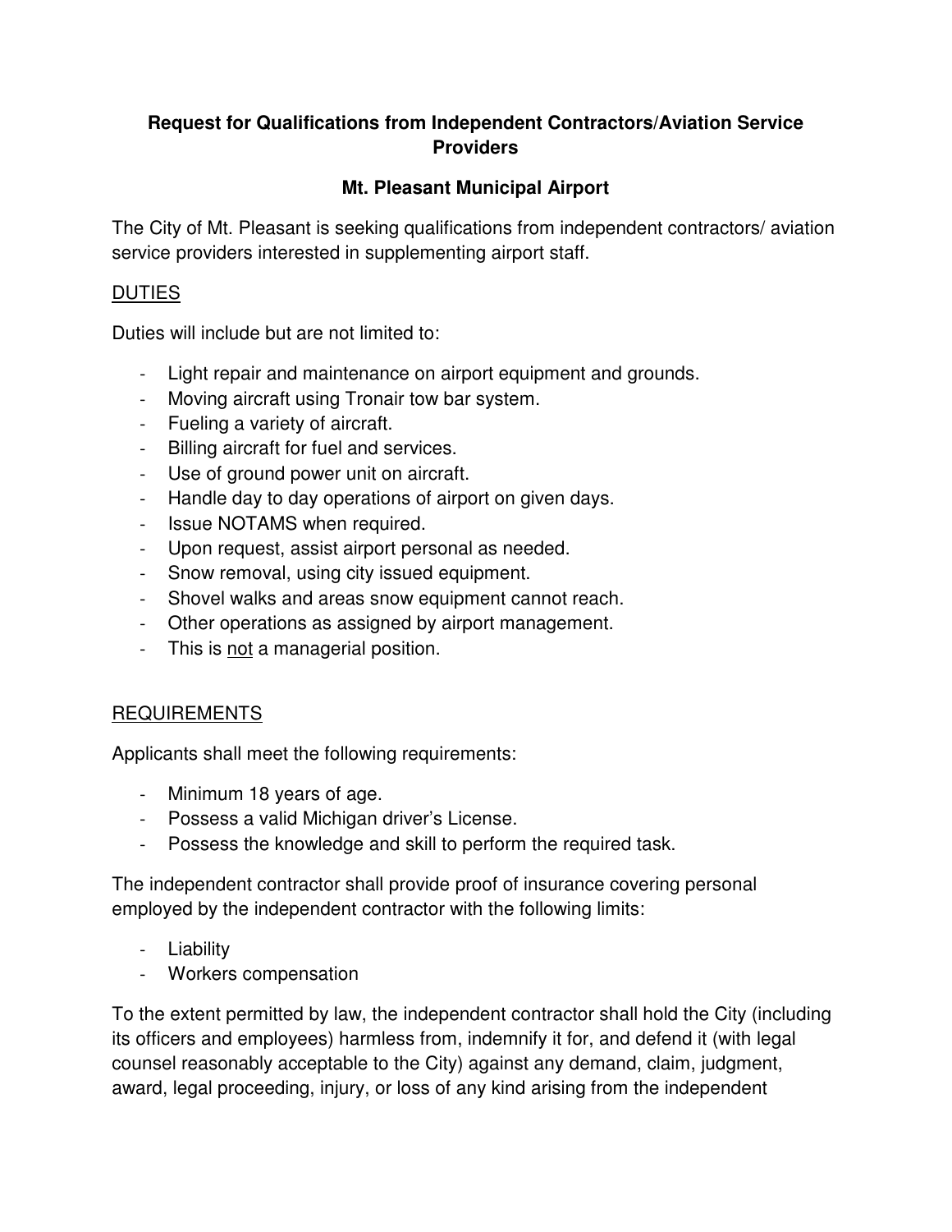# Request for Qualifications from Independent Contractors/Aviation Service Providers

## Mt. Pleasant Municipal Airport

The City of Mt. Pleasant is seeking qualifications from independent contractors/ aviation service providers interested in supplementing airport staff.

DUTIES

Duties will include but are not limited to:

- Light repair and maintenance on airport equipment and grounds.
- Moving aircraft using Tronair tow bar system.
- Fueling a variety of aircraft.
- Billing aircraft for fuel and services.
- Use of ground power unit on aircraft.
- Handle day to day operations of airport on given days.
- Issue NOTAMS when required.
- Upon request, assist airport personal as needed.
- Snow removal, using city issued equipment.
- Shovel walks and areas snow equipment cannot reach.
- Other operations as assigned by airport management.
- This is not a managerial position.

REQUIREMENTS

Applicants shall meet the following requirements:

- Minimum 18 years of age.
- Possess a valid Michigan driver's License.
- Possess the knowledge and skill to perform the required task.

The independent contractor shall provide proof of insurance covering personal employed by the independent contractor with the following limits:

- Liability
- Workers compensation

To the extent permitted by law, the independent contractor shall hold the City (including its officers and employees) harmless from, indemnify it for, and defend it (with legal counsel reasonably acceptable to the City) against any demand, claim, judgment, award, legal proceeding, injury, or loss of any kind arising from the independent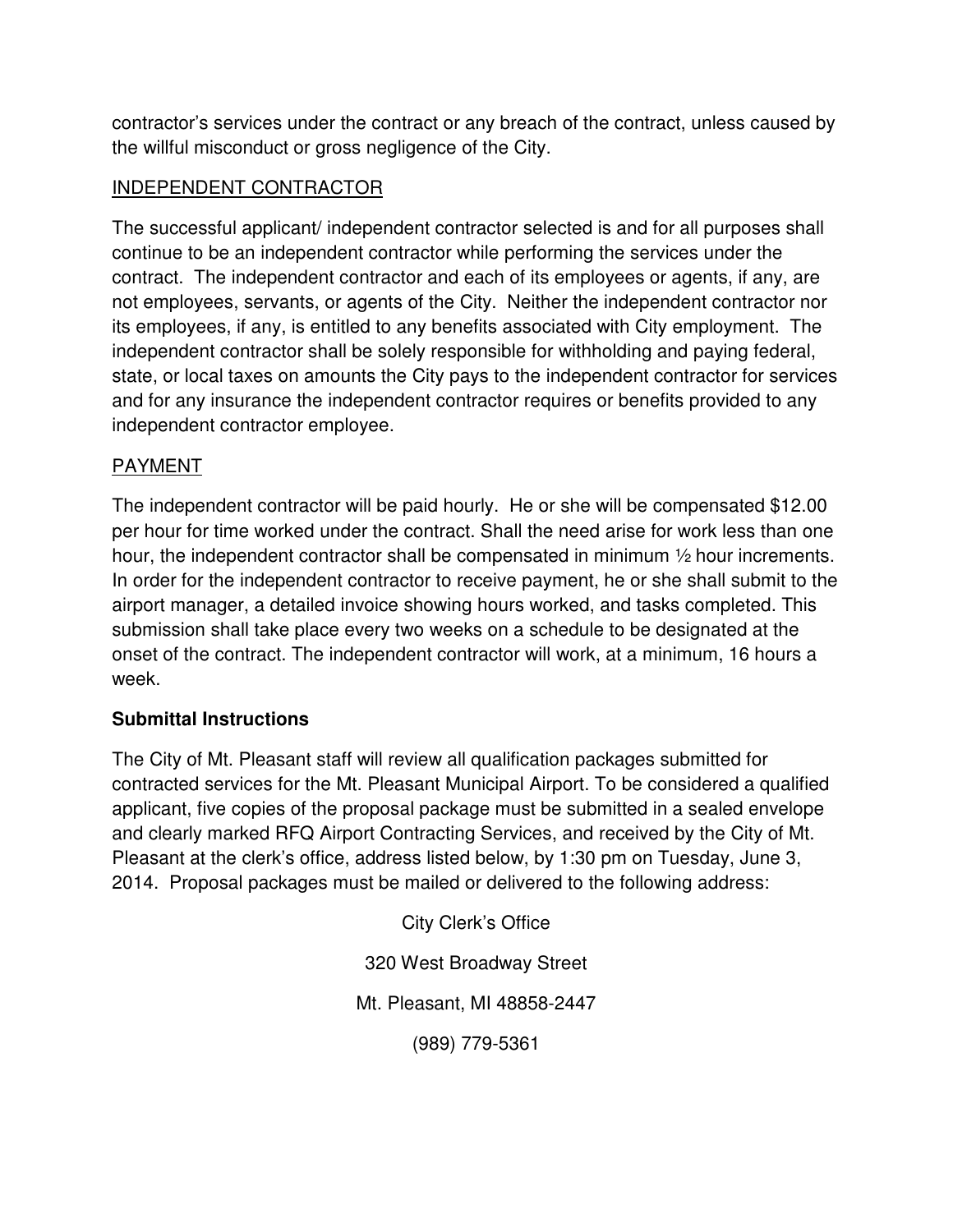contractor's services under the contract or any breach of the contract, unless caused by the willful misconduct or gross negligence of the City.

<u>INDEPENDENT CONTRACTOR</u>

The successful applicant/ independent contractor selected is and for all purposes shall continue to be an independent contractor while performing the services under the contract. The independent contractor and each of its employees or agents, if any, are not employees, servants, or agents of the City. Neither the independent contractor nor its employees, if any, is entitled to any benefits associated with City employment. The independent contractor shall be solely responsible for withholding and paying federal, state, or local taxes on amounts the City pays to the independent contractor for services and for any insurance the independent contractor requires or benefits provided to any independent contractor employee.

<u>PAYMENT</u>

The independent contractor will be paid hourly. He or she will be compensated $12.00 per hour for time worked under the contract. Shall the need arise for work less than one hour, the independent contractor shall be compensated in minimum ½ hour increments. In order for the independent contractor to receive payment, he or she shall submit to the airport manager, a detailed invoice showing hours worked, and tasks completed. This submission shall take place every two weeks on a schedule to be designated at the onset of the contract. The independent contractor will work, at a minimum, 16 hours a week.

**Submittal Instructions**

The City of Mt. Pleasant staff will review all qualification packages submitted for contracted services for the Mt. Pleasant Municipal Airport. To be considered a qualified applicant, five copies of the proposal package must be submitted in a sealed envelope and clearly marked RFQ Airport Contracting Services, and received by the City of Mt. Pleasant at the clerk's office, address listed below, by 1:30 pm on Tuesday, June 3, 2014. Proposal packages must be mailed or delivered to the following address:

City Clerk's Office

320 West Broadway Street

Mt. Pleasant, MI 48858-2447

(989) 779-5361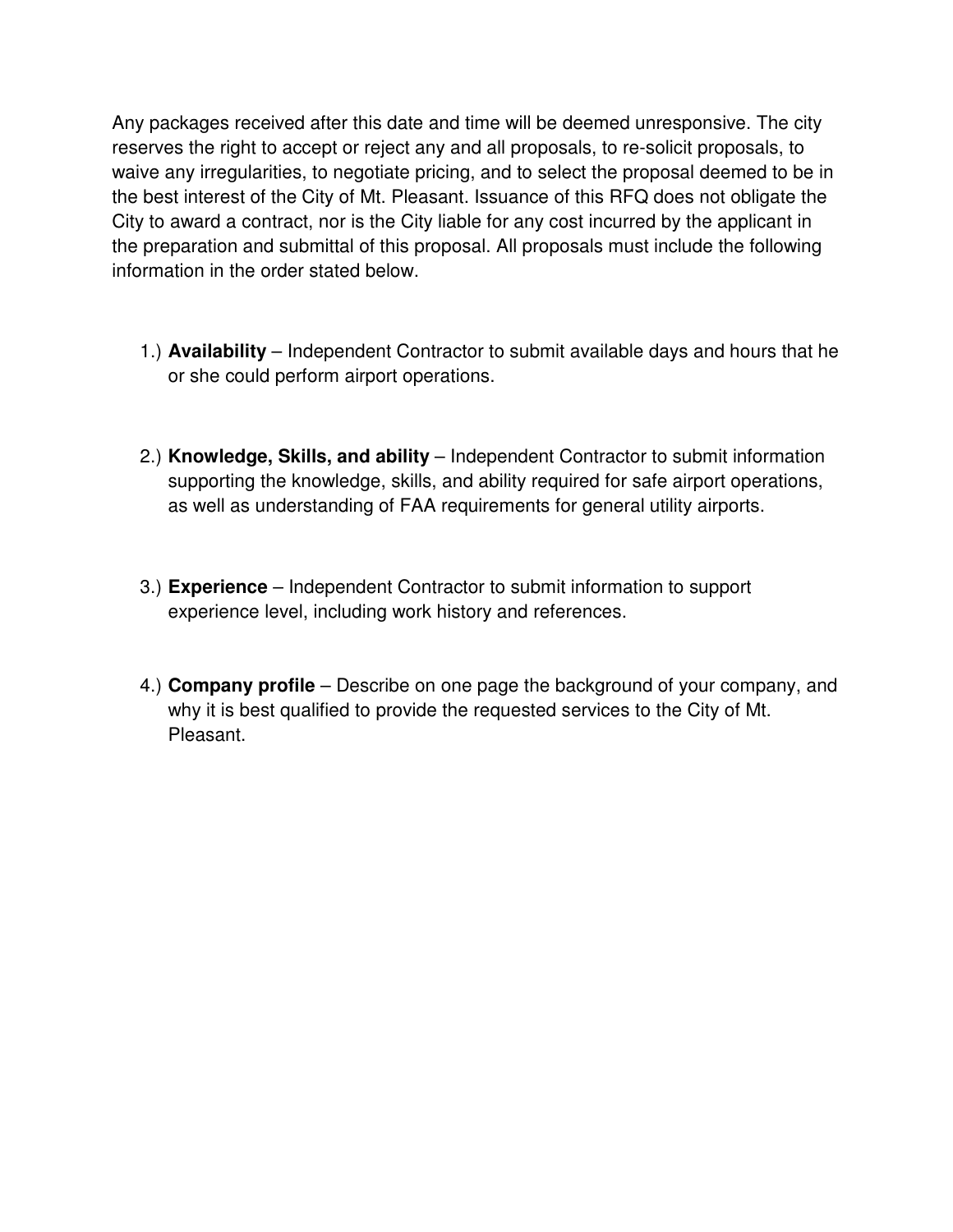Any packages received after this date and time will be deemed unresponsive. The city reserves the right to accept or reject any and all proposals, to re-solicit proposals, to waive any irregularities, to negotiate pricing, and to select the proposal deemed to be in the best interest of the City of Mt. Pleasant. Issuance of this RFQ does not obligate the City to award a contract, nor is the City liable for any cost incurred by the applicant in the preparation and submittal of this proposal. All proposals must include the following information in the order stated below.

1.) **Availability** – Independent Contractor to submit available days and hours that he or she could perform airport operations.

2.) **Knowledge, Skills, and ability** – Independent Contractor to submit information supporting the knowledge, skills, and ability required for safe airport operations, as well as understanding of FAA requirements for general utility airports.

3.) **Experience** – Independent Contractor to submit information to support experience level, including work history and references.

4.) **Company profile** – Describe on one page the background of your company, and why it is best qualified to provide the requested services to the City of Mt. Pleasant.